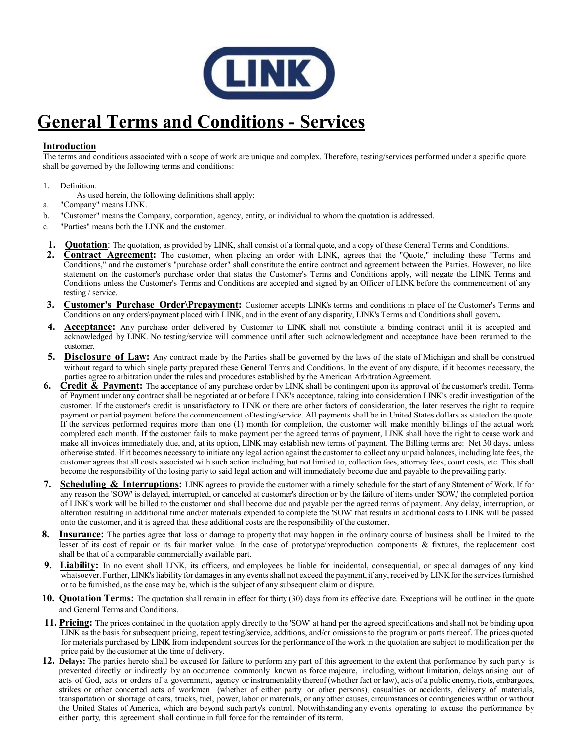LINK

# General Terms and Conditions - Services

**Introduction**

The terms and conditions associated with a scope of work are unique and complex. Therefore, testing/services performed under a specific quote shall be governed by the following terms and conditions:

1. Definition:

   As used herein, the following definitions shall apply:

a. "Company" means LINK.

b. "Customer" means the Company, corporation, agency, entity, or individual to whom the quotation is addressed.

c. "Parties" means both the LINK and the customer.

1. **Quotation**: The quotation, as provided by LINK, shall consist of a formal quote, and a copy of these General Terms and Conditions.
2. **Contract Agreement:** The customer, when placing an order with LINK, agrees that the "Quote," including these "Terms and Conditions," and the customer's "purchase order" shall constitute the entire contract and agreement between the Parties. However, no like statement on the customer's purchase order that states the Customer's Terms and Conditions apply, will negate the LINK Terms and Conditions unless the Customer's Terms and Conditions are accepted and signed by an Officer of LINK before the commencement of any testing / service.
3. **Customer's Purchase Order\Prepayment:** Customer accepts LINK's terms and conditions in place of the Customer's Terms and Conditions on any orders\payment placed with LINK, and in the event of any disparity, LINK's Terms and Conditions shall govern**.**
4. **Acceptance:** Any purchase order delivered by Customer to LINK shall not constitute a binding contract until it is accepted and acknowledged by LINK. No testing/service will commence until after such acknowledgment and acceptance have been returned to the customer.
5. **Disclosure of Law:** Any contract made by the Parties shall be governed by the laws of the state of Michigan and shall be construed without regard to which single party prepared these General Terms and Conditions. In the event of any dispute, if it becomes necessary, the parties agree to arbitration under the rules and procedures established by the American Arbitration Agreement.
6. **Credit & Payment:** The acceptance of any purchase order by LINK shall be contingent upon its approval of the customer's credit. Terms of Payment under any contract shall be negotiated at or before LINK's acceptance, taking into consideration LINK's credit investigation of the customer. If the customer's credit is unsatisfactory to LINK or there are other factors of consideration, the later reserves the right to require payment or partial payment before the commencement of testing/service. All payments shall be in United States dollars as stated on the quote. If the services performed requires more than one (1) month for completion, the customer will make monthly billings of the actual work completed each month. If the customer fails to make payment per the agreed terms of payment, LINK shall have the right to cease work and make all invoices immediately due, and, at its option, LINK may establish new terms of payment. The Billing terms are: Net 30 days, unless otherwise stated. If it becomes necessary to initiate any legal action against the customer to collect any unpaid balances, including late fees, the customer agrees that all costs associated with such action including, but not limited to, collection fees, attorney fees, court costs, etc. This shall become the responsibility of the losing party to said legal action and will immediately become due and payable to the prevailing party.
7. **Scheduling & Interruptions:** LINK agrees to provide the customer with a timely schedule for the start of any Statement of Work. If for any reason the 'SOW' is delayed, interrupted, or canceled at customer's direction or by the failure of items under 'SOW,' the completed portion of LINK's work will be billed to the customer and shall become due and payable per the agreed terms of payment. Any delay, interruption, or alteration resulting in additional time and/or materials expended to complete the 'SOW' that results in additional costs to LINK will be passed onto the customer, and it is agreed that these additional costs are the responsibility of the customer.
8. **Insurance:** The parties agree that loss or damage to property that may happen in the ordinary course of business shall be limited to the lesser of its cost of repair or its fair market value. In the case of prototype/preproduction components & fixtures, the replacement cost shall be that of a comparable commercially available part.
9. **Liability:** In no event shall LINK, its officers, and employees be liable for incidental, consequential, or special damages of any kind whatsoever. Further, LINK's liability for damages in any events shall not exceed the payment, if any, received by LINK for the services furnished or to be furnished, as the case may be, which is the subject of any subsequent claim or dispute.
10. **Quotation Terms:** The quotation shall remain in effect for thirty (30) days from its effective date. Exceptions will be outlined in the quote and General Terms and Conditions.
11. **Pricing:** The prices contained in the quotation apply directly to the 'SOW' at hand per the agreed specifications and shall not be binding upon LINK as the basis for subsequent pricing, repeat testing/service, additions, and/or omissions to the program or parts thereof. The prices quoted for materials purchased by LINK from independent sources for the performance of the work in the quotation are subject to modification per the price paid by the customer at the time of delivery.
12. **Delays:** The parties hereto shall be excused for failure to perform any part of this agreement to the extent that performance by such party is prevented directly or indirectly by an occurrence commonly known as force majeure, including, without limitation, delays arising out of acts of God, acts or orders of a government, agency or instrumentality thereof (whether fact or law), acts of a public enemy, riots, embargoes, strikes or other concerted acts of workmen (whether of either party or other persons), casualties or accidents, delivery of materials, transportation or shortage of cars, trucks, fuel, power, labor or materials, or any other causes, circumstances or contingencies within or without the United States of America, which are beyond such party's control. Notwithstanding any events operating to excuse the performance by either party, this agreement shall continue in full force for the remainder of its term.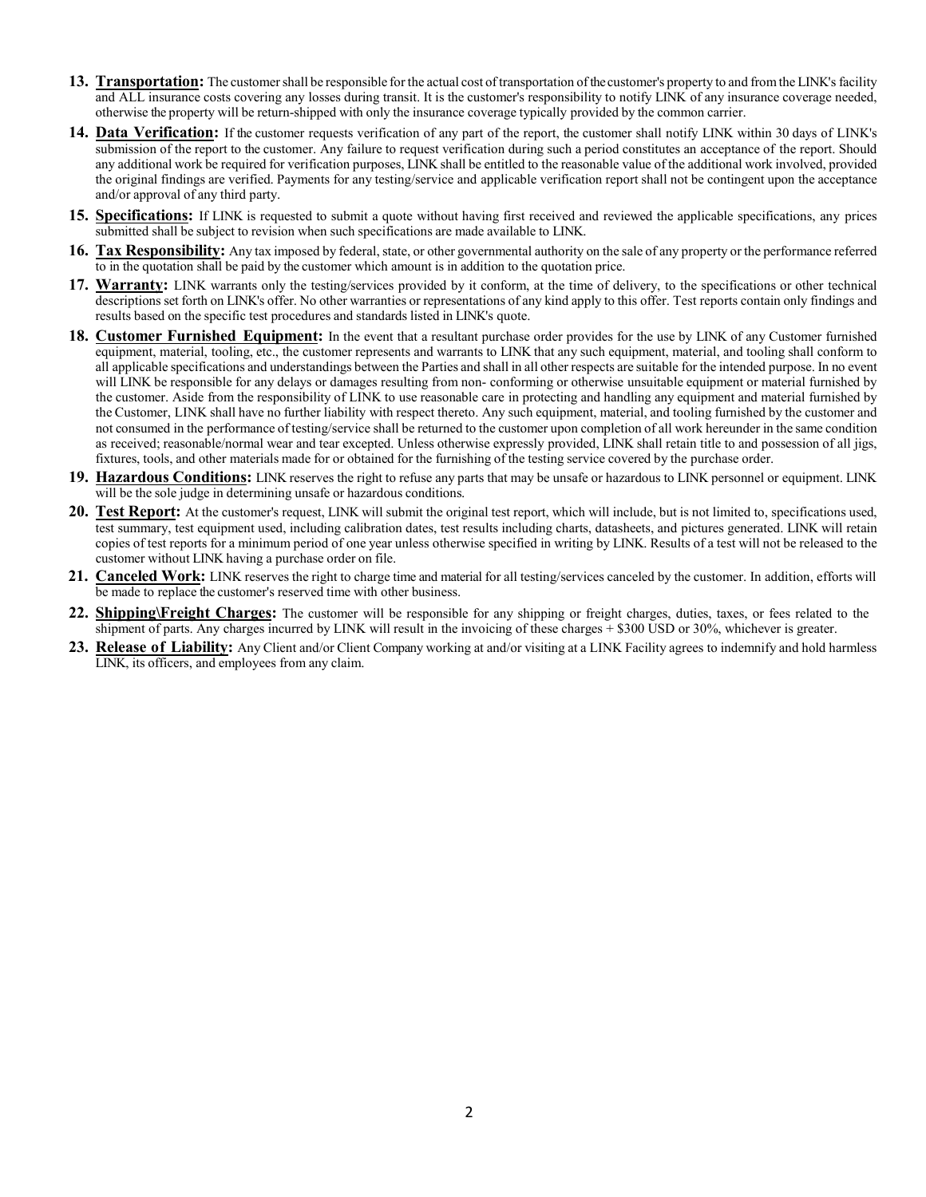13. **Transportation:** The customer shall be responsible for the actual cost of transportation of the customer's property to and from the LINK's facility and ALL insurance costs covering any losses during transit. It is the customer's responsibility to notify LINK of any insurance coverage needed, otherwise the property will be return-shipped with only the insurance coverage typically provided by the common carrier.

14. **Data Verification:** If the customer requests verification of any part of the report, the customer shall notify LINK within 30 days of LINK's submission of the report to the customer. Any failure to request verification during such a period constitutes an acceptance of the report. Should any additional work be required for verification purposes, LINK shall be entitled to the reasonable value of the additional work involved, provided the original findings are verified. Payments for any testing/service and applicable verification report shall not be contingent upon the acceptance and/or approval of any third party.

15. **Specifications:** If LINK is requested to submit a quote without having first received and reviewed the applicable specifications, any prices submitted shall be subject to revision when such specifications are made available to LINK.

16. **Tax Responsibility:** Any tax imposed by federal, state, or other governmental authority on the sale of any property or the performance referred to in the quotation shall be paid by the customer which amount is in addition to the quotation price.

17. **Warranty:** LINK warrants only the testing/services provided by it conform, at the time of delivery, to the specifications or other technical descriptions set forth on LINK's offer. No other warranties or representations of any kind apply to this offer. Test reports contain only findings and results based on the specific test procedures and standards listed in LINK's quote.

18. **Customer Furnished Equipment:** In the event that a resultant purchase order provides for the use by LINK of any Customer furnished equipment, material, tooling, etc., the customer represents and warrants to LINK that any such equipment, material, and tooling shall conform to all applicable specifications and understandings between the Parties and shall in all other respects are suitable for the intended purpose. In no event will LINK be responsible for any delays or damages resulting from non- conforming or otherwise unsuitable equipment or material furnished by the customer. Aside from the responsibility of LINK to use reasonable care in protecting and handling any equipment and material furnished by the Customer, LINK shall have no further liability with respect thereto. Any such equipment, material, and tooling furnished by the customer and not consumed in the performance of testing/service shall be returned to the customer upon completion of all work hereunder in the same condition as received; reasonable/normal wear and tear excepted. Unless otherwise expressly provided, LINK shall retain title to and possession of all jigs, fixtures, tools, and other materials made for or obtained for the furnishing of the testing service covered by the purchase order.

19. **Hazardous Conditions:** LINK reserves the right to refuse any parts that may be unsafe or hazardous to LINK personnel or equipment. LINK will be the sole judge in determining unsafe or hazardous conditions.

20. **Test Report:** At the customer's request, LINK will submit the original test report, which will include, but is not limited to, specifications used, test summary, test equipment used, including calibration dates, test results including charts, datasheets, and pictures generated. LINK will retain copies of test reports for a minimum period of one year unless otherwise specified in writing by LINK. Results of a test will not be released to the customer without LINK having a purchase order on file.

21. **Canceled Work:** LINK reserves the right to charge time and material for all testing/services canceled by the customer. In addition, efforts will be made to replace the customer's reserved time with other business.

22. **Shipping\Freight Charges:** The customer will be responsible for any shipping or freight charges, duties, taxes, or fees related to the shipment of parts. Any charges incurred by LINK will result in the invoicing of these charges + $300 USD or 30%, whichever is greater.

23. **Release of Liability:** Any Client and/or Client Company working at and/or visiting at a LINK Facility agrees to indemnify and hold harmless LINK, its officers, and employees from any claim.